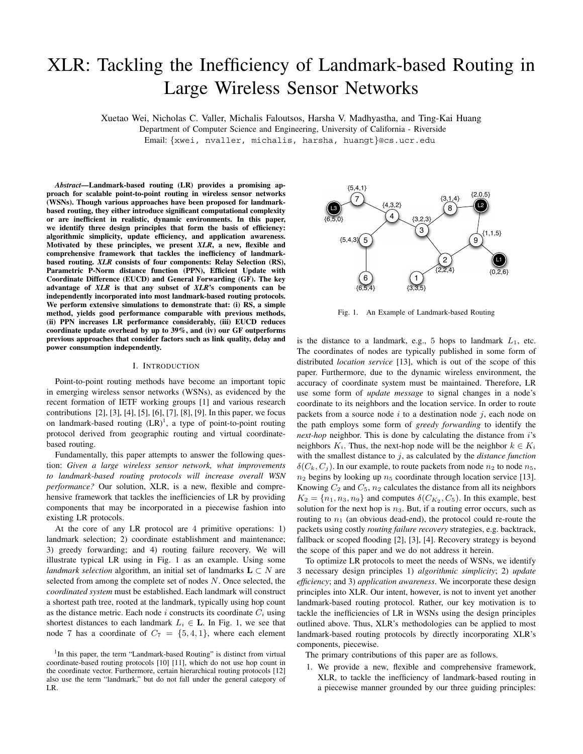# XLR: Tackling the Inefficiency of Landmark-based Routing in Large Wireless Sensor Networks

Xuetao Wei, Nicholas C. Valler, Michalis Faloutsos, Harsha V. Madhyastha, and Ting-Kai Huang
Department of Computer Science and Engineering, University of California - Riverside
Email: {xwei, nvaller, michalis, harsha, huangt}@cs.ucr.edu

***Abstract*—Landmark-based routing (LR) provides a promising approach for scalable point-to-point routing in wireless sensor networks (WSNs). Though various approaches have been proposed for landmark-based routing, they either introduce significant computational complexity or are inefficient in realistic, dynamic environments. In this paper, we identify three design principles that form the basis of efficiency: algorithmic simplicity, update efficiency, and application awareness. Motivated by these principles, we present *XLR*, a new, flexible and comprehensive framework that tackles the inefficiency of landmark-based routing. *XLR* consists of four components: Relay Selection (RS), Parametric P-Norm distance function (PPN), Efficient Update with Coordinate Difference (EUCD) and General Forwarding (GF). The key advantage of *XLR* is that any subset of *XLR*'s components can be independently incorporated into most landmark-based routing protocols. We perform extensive simulations to demonstrate that: (i) RS, a simple method, yields good performance comparable with previous methods, (ii) PPN increases LR performance considerably, (iii) EUCD reduces coordinate update overhead by up to 39%, and (iv) our GF outperforms previous approaches that consider factors such as link quality, delay and power consumption independently.**

## I. Introduction

Point-to-point routing methods have become an important topic in emerging wireless sensor networks (WSNs), as evidenced by the recent formation of IETF working groups [1] and various research contributions [2], [3], [4], [5], [6], [7], [8], [9]. In this paper, we focus on landmark-based routing (LR)[1], a type of point-to-point routing protocol derived from geographic routing and virtual coordinate-based routing.

Fundamentally, this paper attempts to answer the following question: *Given a large wireless sensor network, what improvements to landmark-based routing protocols will increase overall WSN performance?* Our solution, XLR, is a new, flexible and comprehensive framework that tackles the inefficiencies of LR by providing components that may be incorporated in a piecewise fashion into existing LR protocols.

At the core of any LR protocol are 4 primitive operations: 1) landmark selection; 2) coordinate establishment and maintenance; 3) greedy forwarding; and 4) routing failure recovery. We will illustrate typical LR using in Fig. 1 as an example. Using some *landmark selection* algorithm, an initial set of landmarks $\mathbf{L} \subset N$ are selected from among the complete set of nodes $N$. Once selected, the *coordinated system* must be established. Each landmark will construct a shortest path tree, rooted at the landmark, typically using hop count as the distance metric. Each node $i$ constructs its coordinate $C_i$ using shortest distances to each landmark $L_i \in \mathbf{L}$. In Fig. 1, we see that node 7 has a coordinate of $C_7 = \{5, 4, 1\}$, where each element

Fig. 1. An Example of Landmark-based Routing

is the distance to a landmark, e.g., 5 hops to landmark $L_1$, etc. The coordinates of nodes are typically published in some form of distributed *location service* [13], which is out of the scope of this paper. Furthermore, due to the dynamic wireless environment, the accuracy of coordinate system must be maintained. Therefore, LR use some form of *update message* to signal changes in a node's coordinate to its neighbors and the location service. In order to route packets from a source node $i$ to a destination node $j$, each node on the path employs some form of *greedy forwarding* to identify the *next-hop* neighbor. This is done by calculating the distance from $i$'s neighbors $K_i$. Thus, the next-hop node will be the neighbor $k \in K_i$ with the smallest distance to $j$, as calculated by the *distance function* $\delta(C_k, C_j)$. In our example, to route packets from node $n_2$ to node $n_5$, $n_2$ begins by looking up $n_5$ coordinate through location service [13]. Knowing $C_2$ and $C_5$, $n_2$ calculates the distance from all its neighbors $K_2 = \{n_1, n_3, n_9\}$ and computes $\delta(C_{K_2}, C_5)$. In this example, best solution for the next hop is $n_3$. But, if a routing error occurs, such as routing to $n_1$ (an obvious dead-end), the protocol could re-route the packets using costly *routing failure recovery* strategies, e.g. backtrack, fallback or scoped flooding [2], [3], [4]. Recovery strategy is beyond the scope of this paper and we do not address it herein.

To optimize LR protocols to meet the needs of WSNs, we identify 3 necessary design principles 1) *algorithmic simplicity*; 2) *update efficiency*; and 3) *application awareness*. We incorporate these design principles into XLR. Our intent, however, is not to invent yet another landmark-based routing protocol. Rather, our key motivation is to tackle the inefficiencies of LR in WSNs using the design principles outlined above. Thus, XLR's methodologies can be applied to most landmark-based routing protocols by directly incorporating XLR's components, piecewise.

The primary contributions of this paper are as follows.

1. We provide a new, flexible and comprehensive framework, XLR, to tackle the inefficiency of landmark-based routing in a piecewise manner grounded by our three guiding principles:

[1] In this paper, the term "Landmark-based Routing" is distinct from virtual coordinate-based routing protocols [10] [11], which do not use hop count in the coordinate vector. Furthermore, certain hierarchical routing protocols [12] also use the term "landmark," but do not fall under the general category of LR.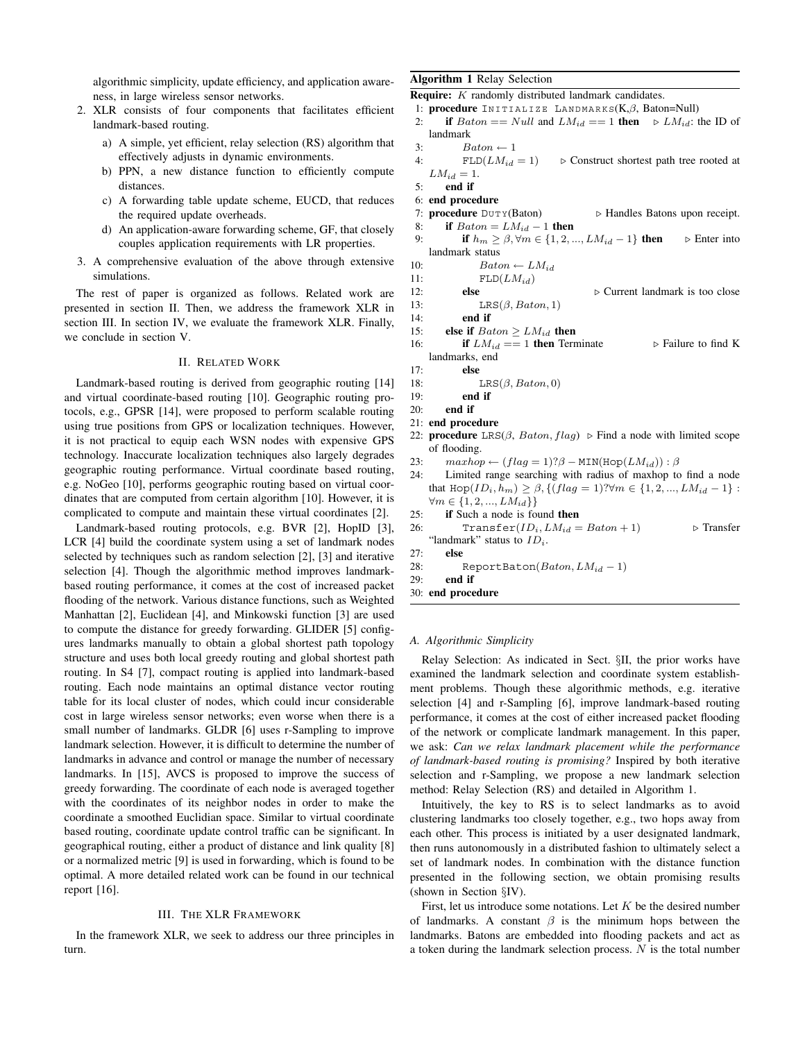algorithmic simplicity, update efficiency, and application awareness, in large wireless sensor networks.

2. XLR consists of four components that facilitates efficient landmark-based routing.
   a) A simple, yet efficient, relay selection (RS) algorithm that effectively adjusts in dynamic environments.
   b) PPN, a new distance function to efficiently compute distances.
   c) A forwarding table update scheme, EUCD, that reduces the required update overheads.
   d) An application-aware forwarding scheme, GF, that closely couples application requirements with LR properties.
3. A comprehensive evaluation of the above through extensive simulations.

The rest of paper is organized as follows. Related work are presented in section II. Then, we address the framework XLR in section III. In section IV, we evaluate the framework XLR. Finally, we conclude in section V.

## II. Related Work

Landmark-based routing is derived from geographic routing [14] and virtual coordinate-based routing [10]. Geographic routing protocols, e.g., GPSR [14], were proposed to perform scalable routing using true positions from GPS or localization techniques. However, it is not practical to equip each WSN nodes with expensive GPS technology. Inaccurate localization techniques also largely degrades geographic routing performance. Virtual coordinate based routing, e.g. NoGeo [10], performs geographic routing based on virtual coordinates that are computed from certain algorithm [10]. However, it is complicated to compute and maintain these virtual coordinates [2].

Landmark-based routing protocols, e.g. BVR [2], HopID [3], LCR [4] build the coordinate system using a set of landmark nodes selected by techniques such as random selection [2], [3] and iterative selection [4]. Though the algorithmic method improves landmark-based routing performance, it comes at the cost of increased packet flooding of the network. Various distance functions, such as Weighted Manhattan [2], Euclidean [4], and Minkowski function [3] are used to compute the distance for greedy forwarding. GLIDER [5] configures landmarks manually to obtain a global shortest path topology structure and uses both local greedy routing and global shortest path routing. In S4 [7], compact routing is applied into landmark-based routing. Each node maintains an optimal distance vector routing table for its local cluster of nodes, which could incur considerable cost in large wireless sensor networks; even worse when there is a small number of landmarks. GLDR [6] uses r-Sampling to improve landmark selection. However, it is difficult to determine the number of landmarks in advance and control or manage the number of necessary landmarks. In [15], AVCS is proposed to improve the success of greedy forwarding. The coordinate of each node is averaged together with the coordinates of its neighbor nodes in order to make the coordinate a smoothed Euclidian space. Similar to virtual coordinate based routing, coordinate update control traffic can be significant. In geographical routing, either a product of distance and link quality [8] or a normalized metric [9] is used in forwarding, which is found to be optimal. A more detailed related work can be found in our technical report [16].

## III. The XLR Framework

In the framework XLR, we seek to address our three principles in turn.

**Algorithm 1** Relay Selection

**Require:** $K$ randomly distributed landmark candidates.

```
1:  procedure INITIALIZE LANDMARKS(K,β, Baton=Null)
2:      if Baton == Null and LM_id == 1 then        ▷ LM_id: the ID of landmark
3:          Baton ← 1
4:          FLD(LM_id = 1)      ▷ Construct shortest path tree rooted at LM_id = 1.
5:      end if
6:  end procedure
7:  procedure DUTY(Baton)                ▷ Handles Batons upon receipt.
8:      if Baton = LM_id − 1 then
9:          if h_m ≥ β, ∀m ∈ {1, 2, ..., LM_id − 1} then    ▷ Enter into landmark status
10:             Baton ← LM_id
11:             FLD(LM_id)
12:         else                          ▷ Current landmark is too close
13:             LRS(β, Baton, 1)
14:         end if
15:     else if Baton ≥ LM_id then
16:         if LM_id == 1 then Terminate      ▷ Failure to find K landmarks, end
17:         else
18:             LRS(β, Baton, 0)
19:         end if
20:     end if
21: end procedure
22: procedure LRS(β, Baton, flag)  ▷ Find a node with limited scope of flooding.
23:     maxhop ← (flag = 1)?β − MIN(Hop(LM_id)) : β
24:     Limited range searching with radius of maxhop to find a node
        that Hop(ID_i, h_m) ≥ β, {(flag = 1)?∀m ∈ {1, 2, ..., LM_id − 1} :
        ∀m ∈ {1, 2, ..., LM_id}}
25:     if Such a node is found then
26:         Transfer(ID_i, LM_id = Baton + 1)     ▷ Transfer "landmark" status to ID_i.
27:     else
28:         ReportBaton(Baton, LM_id − 1)
29:     end if
30: end procedure
```

### A. Algorithmic Simplicity

Relay Selection: As indicated in Sect. §II, the prior works have examined the landmark selection and coordinate system establishment problems. Though these algorithmic methods, e.g. iterative selection [4] and r-Sampling [6], improve landmark-based routing performance, it comes at the cost of either increased packet flooding of the network or complicate landmark management. In this paper, we ask: *Can we relax landmark placement while the performance of landmark-based routing is promising?* Inspired by both iterative selection and r-Sampling, we propose a new landmark selection method: Relay Selection (RS) and detailed in Algorithm 1.

Intuitively, the key to RS is to select landmarks as to avoid clustering landmarks too closely together, e.g., two hops away from each other. This process is initiated by a user designated landmark, then runs autonomously in a distributed fashion to ultimately select a set of landmark nodes. In combination with the distance function presented in the following section, we obtain promising results (shown in Section §IV).

First, let us introduce some notations. Let $K$ be the desired number of landmarks. A constant $\beta$ is the minimum hops between the landmarks. Batons are embedded into flooding packets and act as a token during the landmark selection process. $N$ is the total number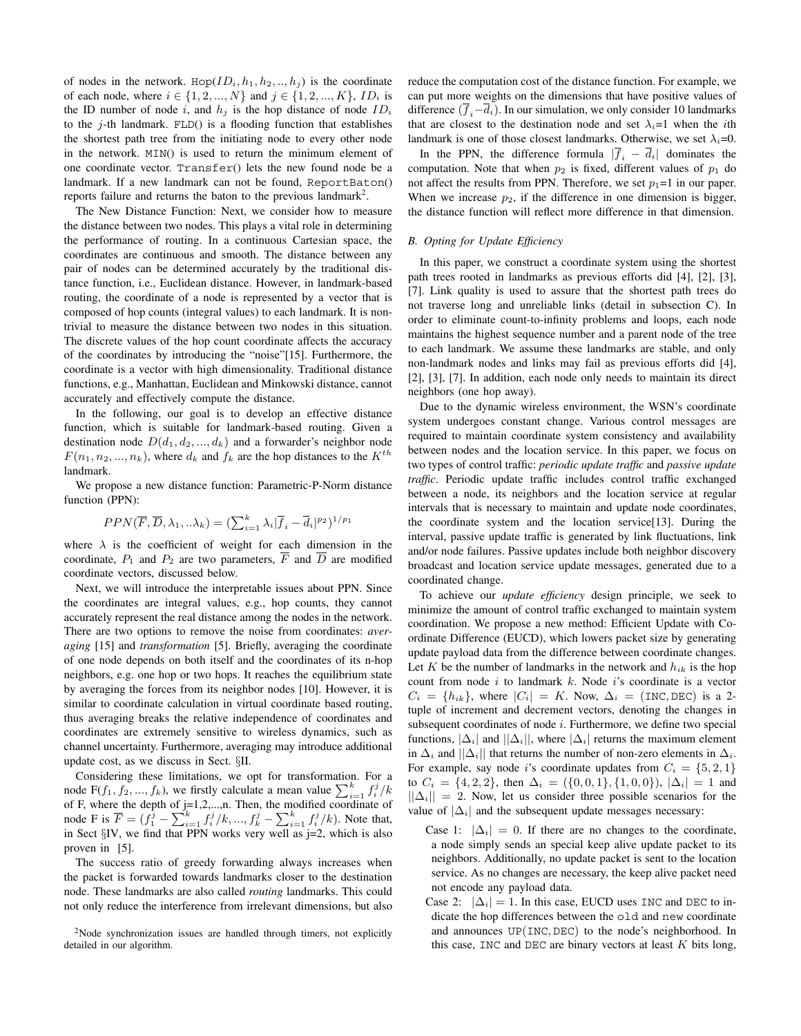of nodes in the network. `Hop`$(ID_i, h_1, h_2, .., h_j)$ is the coordinate of each node, where $i \in \{1, 2, ..., N\}$ and $j \in \{1, 2, ..., K\}$, $ID_i$ is the ID number of node $i$, and $h_j$ is the hop distance of node $ID_i$ to the $j$-th landmark. `FLD()` is a flooding function that establishes the shortest path tree from the initiating node to every other node in the network. `MIN()` is used to return the minimum element of one coordinate vector. `Transfer()` lets the new found node be a landmark. If a new landmark can not be found, `ReportBaton()` reports failure and returns the baton to the previous landmark[2].

The New Distance Function: Next, we consider how to measure the distance between two nodes. This plays a vital role in determining the performance of routing. In a continuous Cartesian space, the coordinates are continuous and smooth. The distance between any pair of nodes can be determined accurately by the traditional distance function, i.e., Euclidean distance. However, in landmark-based routing, the coordinate of a node is represented by a vector that is composed of hop counts (integral values) to each landmark. It is non-trivial to measure the distance between two nodes in this situation. The discrete values of the hop count coordinate affects the accuracy of the coordinates by introducing the "noise"[15]. Furthermore, the coordinate is a vector with high dimensionality. Traditional distance functions, e.g., Manhattan, Euclidean and Minkowski distance, cannot accurately and effectively compute the distance.

In the following, our goal is to develop an effective distance function, which is suitable for landmark-based routing. Given a destination node $D(d_1, d_2, ..., d_k)$ and a forwarder's neighbor node $F(n_1, n_2, ..., n_k)$, where $d_k$ and $f_k$ are the hop distances to the $K^{th}$ landmark.

We propose a new distance function: Parametric-P-Norm distance function (PPN):

$$PPN(\overline{F}, \overline{D}, \lambda_1, ..\lambda_k) = (\textstyle\sum_{i=1}^{k} \lambda_i |\overline{f}_i - \overline{d}_i|^{p_2})^{1/p_1}$$

where $\lambda$ is the coefficient of weight for each dimension in the coordinate, $P_1$ and $P_2$ are two parameters, $\overline{F}$ and $\overline{D}$ are modified coordinate vectors, discussed below.

Next, we will introduce the interpretable issues about PPN. Since the coordinates are integral values, e.g., hop counts, they cannot accurately represent the real distance among the nodes in the network. There are two options to remove the noise from coordinates: *averaging* [15] and *transformation* [5]. Briefly, averaging the coordinate of one node depends on both itself and the coordinates of its n-hop neighbors, e.g. one hop or two hops. It reaches the equilibrium state by averaging the forces from its neighbor nodes [10]. However, it is similar to coordinate calculation in virtual coordinate based routing, thus averaging breaks the relative independence of coordinates and coordinates are extremely sensitive to wireless dynamics, such as channel uncertainty. Furthermore, averaging may introduce additional update cost, as we discuss in Sect. §II.

Considering these limitations, we opt for transformation. For a node $F(f_1, f_2, ..., f_k)$, we firstly calculate a mean value $\sum_{i=1}^{k} f_i^j / k$ of F, where the depth of j=1,2,...,n. Then, the modified coordinate of node F is $\overline{F} = (f_1^j - \sum_{i=1}^{k} f_i^j / k, ..., f_k^j - \sum_{i=1}^{k} f_i^j / k)$. Note that, in Sect §IV, we find that PPN works very well as j=2, which is also proven in [5].

The success ratio of greedy forwarding always increases when the packet is forwarded towards landmarks closer to the destination node. These landmarks are also called *routing* landmarks. This could not only reduce the interference from irrelevant dimensions, but also reduce the computation cost of the distance function. For example, we can put more weights on the dimensions that have positive values of difference $(\overline{f}_i - \overline{d}_i)$. In our simulation, we only consider 10 landmarks that are closest to the destination node and set $\lambda_i$=1 when the $i$th landmark is one of those closest landmarks. Otherwise, we set $\lambda_i$=0.

In the PPN, the difference formula $|\overline{f}_i - \overline{d}_i|$ dominates the computation. Note that when $p_2$ is fixed, different values of $p_1$ do not affect the results from PPN. Therefore, we set $p_1$=1 in our paper. When we increase $p_2$, if the difference in one dimension is bigger, the distance function will reflect more difference in that dimension.

### B. Opting for Update Efficiency

In this paper, we construct a coordinate system using the shortest path trees rooted in landmarks as previous efforts did [4], [2], [3], [7]. Link quality is used to assure that the shortest path trees do not traverse long and unreliable links (detail in subsection C). In order to eliminate count-to-infinity problems and loops, each node maintains the highest sequence number and a parent node of the tree to each landmark. We assume these landmarks are stable, and only non-landmark nodes and links may fail as previous efforts did [4], [2], [3], [7]. In addition, each node only needs to maintain its direct neighbors (one hop away).

Due to the dynamic wireless environment, the WSN's coordinate system undergoes constant change. Various control messages are required to maintain coordinate system consistency and availability between nodes and the location service. In this paper, we focus on two types of control traffic: *periodic update traffic* and *passive update traffic*. Periodic update traffic includes control traffic exchanged between a node, its neighbors and the location service at regular intervals that is necessary to maintain and update node coordinates, the coordinate system and the location service[13]. During the interval, passive update traffic is generated by link fluctuations, link and/or node failures. Passive updates include both neighbor discovery broadcast and location service update messages, generated due to a coordinated change.

To achieve our *update efficiency* design principle, we seek to minimize the amount of control traffic exchanged to maintain system coordination. We propose a new method: Efficient Update with Coordinate Difference (EUCD), which lowers packet size by generating update payload data from the difference between coordinate changes. Let $K$ be the number of landmarks in the network and $h_{ik}$ is the hop count from node $i$ to landmark $k$. Node $i$'s coordinate is a vector $C_i = \{h_{ik}\}$, where $|C_i| = K$. Now, $\Delta_i = (\texttt{INC}, \texttt{DEC})$ is a 2-tuple of increment and decrement vectors, denoting the changes in subsequent coordinates of node $i$. Furthermore, we define two special functions, $|\Delta_i|$ and $||\Delta_i||$, where $|\Delta_i|$ returns the maximum element in $\Delta_i$ and $||\Delta_i||$ that returns the number of non-zero elements in $\Delta_i$. For example, say node $i$'s coordinate updates from $C_i = \{5, 2, 1\}$ to $C_i = \{4, 2, 2\}$, then $\Delta_i = (\{0, 0, 1\}, \{1, 0, 0\})$, $|\Delta_i| = 1$ and $||\Delta_i|| = 2$. Now, let us consider three possible scenarios for the value of $|\Delta_i|$ and the subsequent update messages necessary:

- Case 1: $|\Delta_i| = 0$. If there are no changes to the coordinate, a node simply sends an special keep alive update packet to its neighbors. Additionally, no update packet is sent to the location service. As no changes are necessary, the keep alive packet need not encode any payload data.
- Case 2: $|\Delta_i| = 1$. In this case, EUCD uses `INC` and `DEC` to indicate the hop differences between the `old` and `new` coordinate and announces `UP(INC,DEC)` to the node's neighborhood. In this case, `INC` and `DEC` are binary vectors at least $K$ bits long,

[2]Node synchronization issues are handled through timers, not explicitly detailed in our algorithm.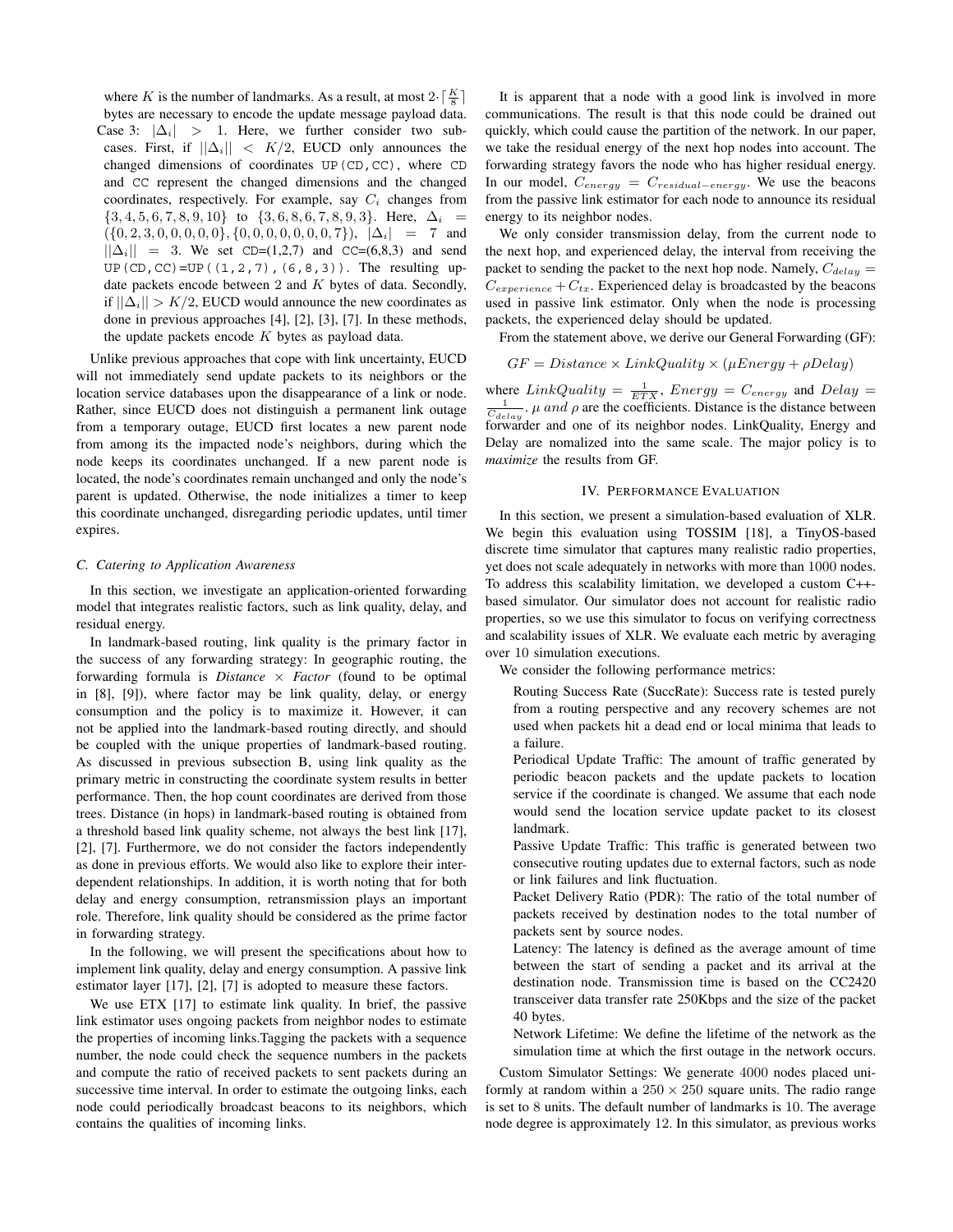where $K$ is the number of landmarks. As a result, at most $2 \cdot \lceil \frac{K}{8} \rceil$ bytes are necessary to encode the update message payload data.

Case 3: $|\Delta_i| > 1$. Here, we further consider two subcases. First, if $||\Delta_i|| < K/2$, EUCD only announces the changed dimensions of coordinates `UP(CD,CC)`, where `CD` and `CC` represent the changed dimensions and the changed coordinates, respectively. For example, say $C_i$ changes from $\{3, 4, 5, 6, 7, 8, 9, 10\}$ to $\{3, 6, 8, 6, 7, 8, 9, 3\}$. Here, $\Delta_i = (\{0, 2, 3, 0, 0, 0, 0, 0\}, \{0, 0, 0, 0, 0, 0, 0, 7\})$, $|\Delta_i| = 7$ and $||\Delta_i|| = 3$. We set `CD=(1,2,7)` and `CC=(6,8,3)` and send `UP(CD,CC)=UP((1,2,7),(6,8,3))`. The resulting update packets encode between 2 and $K$ bytes of data. Secondly, if $||\Delta_i|| > K/2$, EUCD would announce the new coordinates as done in previous approaches [4], [2], [3], [7]. In these methods, the update packets encode $K$ bytes as payload data.

Unlike previous approaches that cope with link uncertainty, EUCD will not immediately send update packets to its neighbors or the location service databases upon the disappearance of a link or node. Rather, since EUCD does not distinguish a permanent link outage from a temporary outage, EUCD first locates a new parent node from among its the impacted node's neighbors, during which the node keeps its coordinates unchanged. If a new parent node is located, the node's coordinates remain unchanged and only the node's parent is updated. Otherwise, the node initializes a timer to keep this coordinate unchanged, disregarding periodic updates, until timer expires.

### C. Catering to Application Awareness

In this section, we investigate an application-oriented forwarding model that integrates realistic factors, such as link quality, delay, and residual energy.

In landmark-based routing, link quality is the primary factor in the success of any forwarding strategy: In geographic routing, the forwarding formula is *Distance* $\times$ *Factor* (found to be optimal in [8], [9]), where factor may be link quality, delay, or energy consumption and the policy is to maximize it. However, it can not be applied into the landmark-based routing directly, and should be coupled with the unique properties of landmark-based routing. As discussed in previous subsection B, using link quality as the primary metric in constructing the coordinate system results in better performance. Then, the hop count coordinates are derived from those trees. Distance (in hops) in landmark-based routing is obtained from a threshold based link quality scheme, not always the best link [17], [2], [7]. Furthermore, we do not consider the factors independently as done in previous efforts. We would also like to explore their interdependent relationships. In addition, it is worth noting that for both delay and energy consumption, retransmission plays an important role. Therefore, link quality should be considered as the prime factor in forwarding strategy.

In the following, we will present the specifications about how to implement link quality, delay and energy consumption. A passive link estimator layer [17], [2], [7] is adopted to measure these factors.

We use ETX [17] to estimate link quality. In brief, the passive link estimator uses ongoing packets from neighbor nodes to estimate the properties of incoming links.Tagging the packets with a sequence number, the node could check the sequence numbers in the packets and compute the ratio of received packets to sent packets during an successive time interval. In order to estimate the outgoing links, each node could periodically broadcast beacons to its neighbors, which contains the qualities of incoming links.

It is apparent that a node with a good link is involved in more communications. The result is that this node could be drained out quickly, which could cause the partition of the network. In our paper, we take the residual energy of the next hop nodes into account. The forwarding strategy favors the node who has higher residual energy. In our model, $C_{energy} = C_{residual-energy}$. We use the beacons from the passive link estimator for each node to announce its residual energy to its neighbor nodes.

We only consider transmission delay, from the current node to the next hop, and experienced delay, the interval from receiving the packet to sending the packet to the next hop node. Namely, $C_{delay} = C_{experience} + C_{tx}$. Experienced delay is broadcasted by the beacons used in passive link estimator. Only when the node is processing packets, the experienced delay should be updated.

From the statement above, we derive our General Forwarding (GF):

$$GF = Distance \times LinkQuality \times (\mu Energy + \rho Delay)$$

where $LinkQuality = \frac{1}{ETX}$, $Energy = C_{energy}$ and $Delay = \frac{1}{C_{delay}}$. $\mu$ *and* $\rho$ are the coefficients. Distance is the distance between forwarder and one of its neighbor nodes. LinkQuality, Energy and Delay are nomalized into the same scale. The major policy is to *maximize* the results from GF.

## IV. Performance Evaluation

In this section, we present a simulation-based evaluation of XLR. We begin this evaluation using TOSSIM [18], a TinyOS-based discrete time simulator that captures many realistic radio properties, yet does not scale adequately in networks with more than 1000 nodes. To address this scalability limitation, we developed a custom C++-based simulator. Our simulator does not account for realistic radio properties, so we use this simulator to focus on verifying correctness and scalability issues of XLR. We evaluate each metric by averaging over 10 simulation executions.

We consider the following performance metrics:

Routing Success Rate (SuccRate): Success rate is tested purely from a routing perspective and any recovery schemes are not used when packets hit a dead end or local minima that leads to a failure.

Periodical Update Traffic: The amount of traffic generated by periodic beacon packets and the update packets to location service if the coordinate is changed. We assume that each node would send the location service update packet to its closest landmark.

Passive Update Traffic: This traffic is generated between two consecutive routing updates due to external factors, such as node or link failures and link fluctuation.

Packet Delivery Ratio (PDR): The ratio of the total number of packets received by destination nodes to the total number of packets sent by source nodes.

Latency: The latency is defined as the average amount of time between the start of sending a packet and its arrival at the destination node. Transmission time is based on the CC2420 transceiver data transfer rate 250Kbps and the size of the packet 40 bytes.

Network Lifetime: We define the lifetime of the network as the simulation time at which the first outage in the network occurs.

Custom Simulator Settings: We generate 4000 nodes placed uniformly at random within a $250 \times 250$ square units. The radio range is set to 8 units. The default number of landmarks is 10. The average node degree is approximately 12. In this simulator, as previous works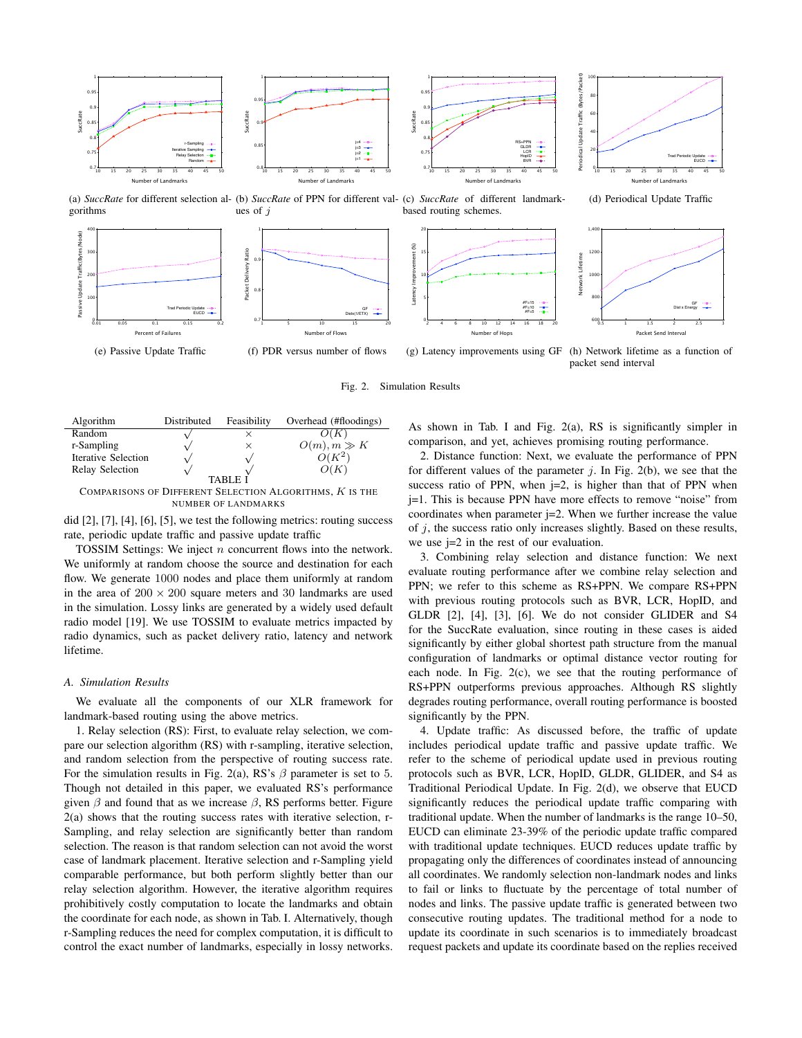(a) *SuccRate* for different selection algorithms

(b) *SuccRate* of PPN for different values of $j$

(c) *SuccRate* of different landmark-based routing schemes.

(d) Periodical Update Traffic

(e) Passive Update Traffic

(f) PDR versus number of flows

(g) Latency improvements using GF

(h) Network lifetime as a function of packet send interval

Fig. 2. Simulation Results

| Algorithm | Distributed | Feasibility | Overhead (#floodings) |
|---|---|---|---|
| Random | √ | × | $O(K)$ |
| r-Sampling | √ | × | $O(m), m \gg K$ |
| Iterative Selection | √ | √ | $O(K^2)$ |
| Relay Selection | √ | √ | $O(K)$ |

TABLE I
COMPARISONS OF DIFFERENT SELECTION ALGORITHMS, $K$ IS THE NUMBER OF LANDMARKS

did [2], [7], [4], [6], [5], we test the following metrics: routing success rate, periodic update traffic and passive update traffic

TOSSIM Settings: We inject $n$ concurrent flows into the network. We uniformly at random choose the source and destination for each flow. We generate 1000 nodes and place them uniformly at random in the area of $200 \times 200$ square meters and 30 landmarks are used in the simulation. Lossy links are generated by a widely used default radio model [19]. We use TOSSIM to evaluate metrics impacted by radio dynamics, such as packet delivery ratio, latency and network lifetime.

### A. Simulation Results

We evaluate all the components of our XLR framework for landmark-based routing using the above metrics.

1. Relay selection (RS): First, to evaluate relay selection, we compare our selection algorithm (RS) with r-sampling, iterative selection, and random selection from the perspective of routing success rate. For the simulation results in Fig. 2(a), RS's $\beta$ parameter is set to 5. Though not detailed in this paper, we evaluated RS's performance given $\beta$ and found that as we increase $\beta$, RS performs better. Figure 2(a) shows that the routing success rates with iterative selection, r-Sampling, and relay selection are significantly better than random selection. The reason is that random selection can not avoid the worst case of landmark placement. Iterative selection and r-Sampling yield comparable performance, but both perform slightly better than our relay selection algorithm. However, the iterative algorithm requires prohibitively costly computation to locate the landmarks and obtain the coordinate for each node, as shown in Tab. I. Alternatively, though r-Sampling reduces the need for complex computation, it is difficult to control the exact number of landmarks, especially in lossy networks. As shown in Tab. I and Fig. 2(a), RS is significantly simpler in comparison, and yet, achieves promising routing performance.

2. Distance function: Next, we evaluate the performance of PPN for different values of the parameter $j$. In Fig. 2(b), we see that the success ratio of PPN, when j=2, is higher than that of PPN when j=1. This is because PPN have more effects to remove "noise" from coordinates when parameter j=2. When we further increase the value of $j$, the success ratio only increases slightly. Based on these results, we use j=2 in the rest of our evaluation.

3. Combining relay selection and distance function: We next evaluate routing performance after we combine relay selection and PPN; we refer to this scheme as RS+PPN. We compare RS+PPN with previous routing protocols such as BVR, LCR, HopID, and GLDR [2], [4], [3], [6]. We do not consider GLIDER and S4 for the SuccRate evaluation, since routing in these cases is aided significantly by either global shortest path structure from the manual configuration of landmarks or optimal distance vector routing for each node. In Fig. 2(c), we see that the routing performance of RS+PPN outperforms previous approaches. Although RS slightly degrades routing performance, overall routing performance is boosted significantly by the PPN.

4. Update traffic: As discussed before, the traffic of update includes periodical update traffic and passive update traffic. We refer to the scheme of periodical update used in previous routing protocols such as BVR, LCR, HopID, GLDR, GLIDER, and S4 as Traditional Periodical Update. In Fig. 2(d), we observe that EUCD significantly reduces the periodical update traffic comparing with traditional update. When the number of landmarks is the range 10–50, EUCD can eliminate 23-39% of the periodic update traffic compared with traditional update techniques. EUCD reduces update traffic by propagating only the differences of coordinates instead of announcing all coordinates. We randomly selection non-landmark nodes and links to fail or links to fluctuate by the percentage of total number of nodes and links. The passive update traffic is generated between two consecutive routing updates. The traditional method for a node to update its coordinate in such scenarios is to immediately broadcast request packets and update its coordinate based on the replies received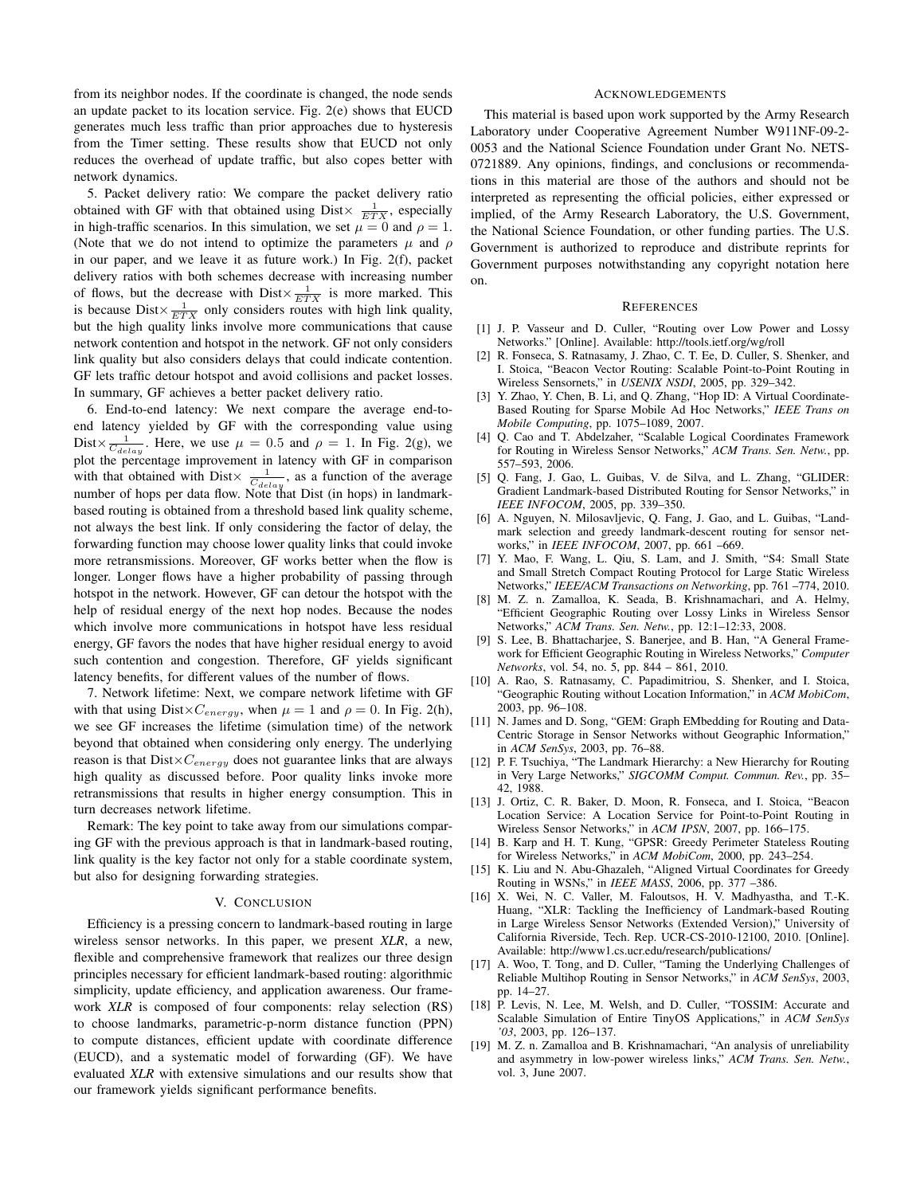from its neighbor nodes. If the coordinate is changed, the node sends an update packet to its location service. Fig. 2(e) shows that EUCD generates much less traffic than prior approaches due to hysteresis from the Timer setting. These results show that EUCD not only reduces the overhead of update traffic, but also copes better with network dynamics.

5. Packet delivery ratio: We compare the packet delivery ratio obtained with GF with that obtained using Dist$\times \frac{1}{ETX}$, especially in high-traffic scenarios. In this simulation, we set $\mu = 0$ and $\rho = 1$. (Note that we do not intend to optimize the parameters $\mu$ and $\rho$ in our paper, and we leave it as future work.) In Fig. 2(f), packet delivery ratios with both schemes decrease with increasing number of flows, but the decrease with Dist$\times\frac{1}{ETX}$ is more marked. This is because Dist$\times\frac{1}{ETX}$ only considers routes with high link quality, but the high quality links involve more communications that cause network contention and hotspot in the network. GF not only considers link quality but also considers delays that could indicate contention. GF lets traffic detour hotspot and avoid collisions and packet losses. In summary, GF achieves a better packet delivery ratio.

6. End-to-end latency: We next compare the average end-to-end latency yielded by GF with the corresponding value using Dist$\times\frac{1}{C_{delay}}$. Here, we use $\mu = 0.5$ and $\rho = 1$. In Fig. 2(g), we plot the percentage improvement in latency with GF in comparison with that obtained with Dist$\times \frac{1}{C_{delay}}$, as a function of the average number of hops per data flow. Note that Dist (in hops) in landmark-based routing is obtained from a threshold based link quality scheme, not always the best link. If only considering the factor of delay, the forwarding function may choose lower quality links that could invoke more retransmissions. Moreover, GF works better when the flow is longer. Longer flows have a higher probability of passing through hotspot in the network. However, GF can detour the hotspot with the help of residual energy of the next hop nodes. Because the nodes which involve more communications in hotspot have less residual energy, GF favors the nodes that have higher residual energy to avoid such contention and congestion. Therefore, GF yields significant latency benefits, for different values of the number of flows.

7. Network lifetime: Next, we compare network lifetime with GF with that using Dist$\times C_{energy}$, when $\mu = 1$ and $\rho = 0$. In Fig. 2(h), we see GF increases the lifetime (simulation time) of the network beyond that obtained when considering only energy. The underlying reason is that Dist$\times C_{energy}$ does not guarantee links that are always high quality as discussed before. Poor quality links invoke more retransmissions that results in higher energy consumption. This in turn decreases network lifetime.

Remark: The key point to take away from our simulations comparing GF with the previous approach is that in landmark-based routing, link quality is the key factor not only for a stable coordinate system, but also for designing forwarding strategies.

## V. Conclusion

Efficiency is a pressing concern to landmark-based routing in large wireless sensor networks. In this paper, we present ***XLR***, a new, flexible and comprehensive framework that realizes our three design principles necessary for efficient landmark-based routing: algorithmic simplicity, update efficiency, and application awareness. Our framework ***XLR*** is composed of four components: relay selection (RS) to choose landmarks, parametric-p-norm distance function (PPN) to compute distances, efficient update with coordinate difference (EUCD), and a systematic model of forwarding (GF). We have evaluated ***XLR*** with extensive simulations and our results show that our framework yields significant performance benefits.

## Acknowledgements

This material is based upon work supported by the Army Research Laboratory under Cooperative Agreement Number W911NF-09-2-0053 and the National Science Foundation under Grant No. NETS-0721889. Any opinions, findings, and conclusions or recommendations in this material are those of the authors and should not be interpreted as representing the official policies, either expressed or implied, of the Army Research Laboratory, the U.S. Government, the National Science Foundation, or other funding parties. The U.S. Government is authorized to reproduce and distribute reprints for Government purposes notwithstanding any copyright notation here on.

## References

[1] J. P. Vasseur and D. Culler, "Routing over Low Power and Lossy Networks." [Online]. Available: http://tools.ietf.org/wg/roll

[2] R. Fonseca, S. Ratnasamy, J. Zhao, C. T. Ee, D. Culler, S. Shenker, and I. Stoica, "Beacon Vector Routing: Scalable Point-to-Point Routing in Wireless Sensornets," in *USENIX NSDI*, 2005, pp. 329–342.

[3] Y. Zhao, Y. Chen, B. Li, and Q. Zhang, "Hop ID: A Virtual Coordinate-Based Routing for Sparse Mobile Ad Hoc Networks," *IEEE Trans on Mobile Computing*, pp. 1075–1089, 2007.

[4] Q. Cao and T. Abdelzaher, "Scalable Logical Coordinates Framework for Routing in Wireless Sensor Networks," *ACM Trans. Sen. Netw.*, pp. 557–593, 2006.

[5] Q. Fang, J. Gao, L. Guibas, V. de Silva, and L. Zhang, "GLIDER: Gradient Landmark-based Distributed Routing for Sensor Networks," in *IEEE INFOCOM*, 2005, pp. 339–350.

[6] A. Nguyen, N. Milosavljevic, Q. Fang, J. Gao, and L. Guibas, "Landmark selection and greedy landmark-descent routing for sensor networks," in *IEEE INFOCOM*, 2007, pp. 661 –669.

[7] Y. Mao, F. Wang, L. Qiu, S. Lam, and J. Smith, "S4: Small State and Small Stretch Compact Routing Protocol for Large Static Wireless Networks," *IEEE/ACM Transactions on Networking*, pp. 761 –774, 2010.

[8] M. Z. n. Zamalloa, K. Seada, B. Krishnamachari, and A. Helmy, "Efficient Geographic Routing over Lossy Links in Wireless Sensor Networks," *ACM Trans. Sen. Netw.*, pp. 12:1–12:33, 2008.

[9] S. Lee, B. Bhattacharjee, S. Banerjee, and B. Han, "A General Framework for Efficient Geographic Routing in Wireless Networks," *Computer Networks*, vol. 54, no. 5, pp. 844 – 861, 2010.

[10] A. Rao, S. Ratnasamy, C. Papadimitriou, S. Shenker, and I. Stoica, "Geographic Routing without Location Information," in *ACM MobiCom*, 2003, pp. 96–108.

[11] N. James and D. Song, "GEM: Graph EMbedding for Routing and Data-Centric Storage in Sensor Networks without Geographic Information," in *ACM SenSys*, 2003, pp. 76–88.

[12] P. F. Tsuchiya, "The Landmark Hierarchy: a New Hierarchy for Routing in Very Large Networks," *SIGCOMM Comput. Commun. Rev.*, pp. 35–42, 1988.

[13] J. Ortiz, C. R. Baker, D. Moon, R. Fonseca, and I. Stoica, "Beacon Location Service: A Location Service for Point-to-Point Routing in Wireless Sensor Networks," in *ACM IPSN*, 2007, pp. 166–175.

[14] B. Karp and H. T. Kung, "GPSR: Greedy Perimeter Stateless Routing for Wireless Networks," in *ACM MobiCom*, 2000, pp. 243–254.

[15] K. Liu and N. Abu-Ghazaleh, "Aligned Virtual Coordinates for Greedy Routing in WSNs," in *IEEE MASS*, 2006, pp. 377 –386.

[16] X. Wei, N. C. Valler, M. Faloutsos, H. V. Madhyastha, and T.-K. Huang, "XLR: Tackling the Inefficiency of Landmark-based Routing in Large Wireless Sensor Networks (Extended Version)," University of California Riverside, Tech. Rep. UCR-CS-2010-12100, 2010. [Online]. Available: http://www1.cs.ucr.edu/research/publications/

[17] A. Woo, T. Tong, and D. Culler, "Taming the Underlying Challenges of Reliable Multihop Routing in Sensor Networks," in *ACM SenSys*, 2003, pp. 14–27.

[18] P. Levis, N. Lee, M. Welsh, and D. Culler, "TOSSIM: Accurate and Scalable Simulation of Entire TinyOS Applications," in *ACM SenSys '03*, 2003, pp. 126–137.

[19] M. Z. n. Zamalloa and B. Krishnamachari, "An analysis of unreliability and asymmetry in low-power wireless links," *ACM Trans. Sen. Netw.*, vol. 3, June 2007.